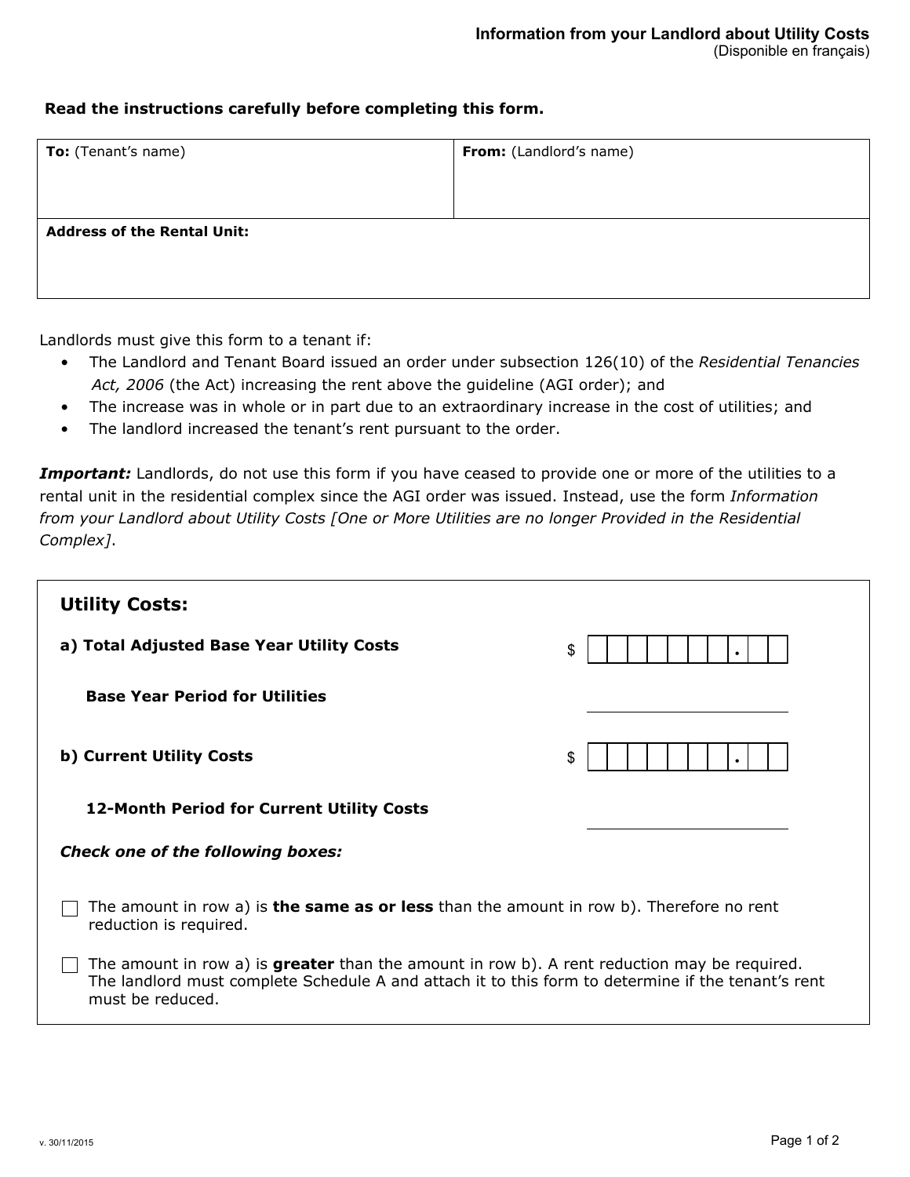# Information from your Landlord about Utility Costs

(Disponible en français)

**Read the instructions carefully before completing this form.**

| **To:** (Tenant's name) | **From:** (Landlord's name) |
| --- | --- |
| | |
| **Address of the Rental Unit:** | |

Landlords must give this form to a tenant if:

- The Landlord and Tenant Board issued an order under subsection 126(10) of the *Residential Tenancies Act, 2006* (the Act) increasing the rent above the guideline (AGI order); and
- The increase was in whole or in part due to an extraordinary increase in the cost of utilities; and
- The landlord increased the tenant's rent pursuant to the order.

***Important:*** Landlords, do not use this form if you have ceased to provide one or more of the utilities to a rental unit in the residential complex since the AGI order was issued. Instead, use the form *Information from your Landlord about Utility Costs [One or More Utilities are no longer Provided in the Residential Complex]*.

## Utility Costs:

**a) Total Adjusted Base Year Utility Costs** $ ____________ . ____

**Base Year Period for Utilities** ____________

**b) Current Utility Costs** $ ____________ . ____

**12-Month Period for Current Utility Costs** ____________

***Check one of the following boxes:***

☐ The amount in row a) is **the same as or less** than the amount in row b). Therefore no rent reduction is required.

☐ The amount in row a) is **greater** than the amount in row b). A rent reduction may be required. The landlord must complete Schedule A and attach it to this form to determine if the tenant's rent must be reduced.

v. 30/11/2015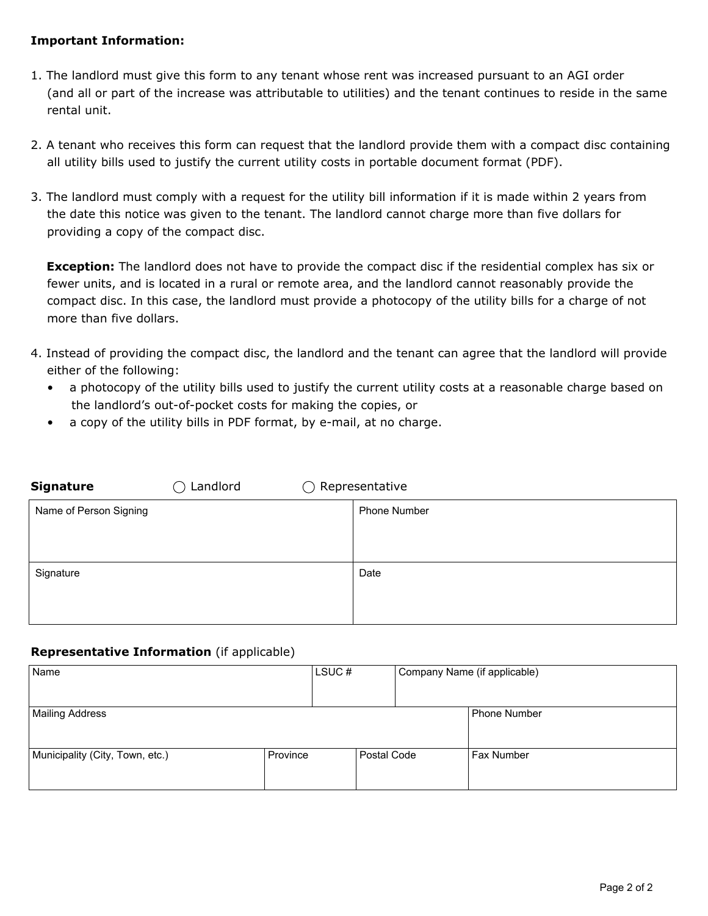**Important Information:**

1. The landlord must give this form to any tenant whose rent was increased pursuant to an AGI order (and all or part of the increase was attributable to utilities) and the tenant continues to reside in the same rental unit.

2. A tenant who receives this form can request that the landlord provide them with a compact disc containing all utility bills used to justify the current utility costs in portable document format (PDF).

3. The landlord must comply with a request for the utility bill information if it is made within 2 years from the date this notice was given to the tenant. The landlord cannot charge more than five dollars for providing a copy of the compact disc.

   **Exception:** The landlord does not have to provide the compact disc if the residential complex has six or fewer units, and is located in a rural or remote area, and the landlord cannot reasonably provide the compact disc. In this case, the landlord must provide a photocopy of the utility bills for a charge of not more than five dollars.

4. Instead of providing the compact disc, the landlord and the tenant can agree that the landlord will provide either of the following:
   - a photocopy of the utility bills used to justify the current utility costs at a reasonable charge based on the landlord's out-of-pocket costs for making the copies, or
   - a copy of the utility bills in PDF format, by e-mail, at no charge.

**Signature** ○ Landlord ○ Representative

| Name of Person Signing | Phone Number |
|---|---|
| | |
| **Signature** | **Date** |
| | |

**Representative Information** (if applicable)

| Name | | LSUC # | Company Name (if applicable) | |
|---|---|---|---|---|
| | | | | |
| **Mailing Address** | | | | **Phone Number** |
| | | | | |
| **Municipality (City, Town, etc.)** | **Province** | **Postal Code** | | **Fax Number** |
| | | | | |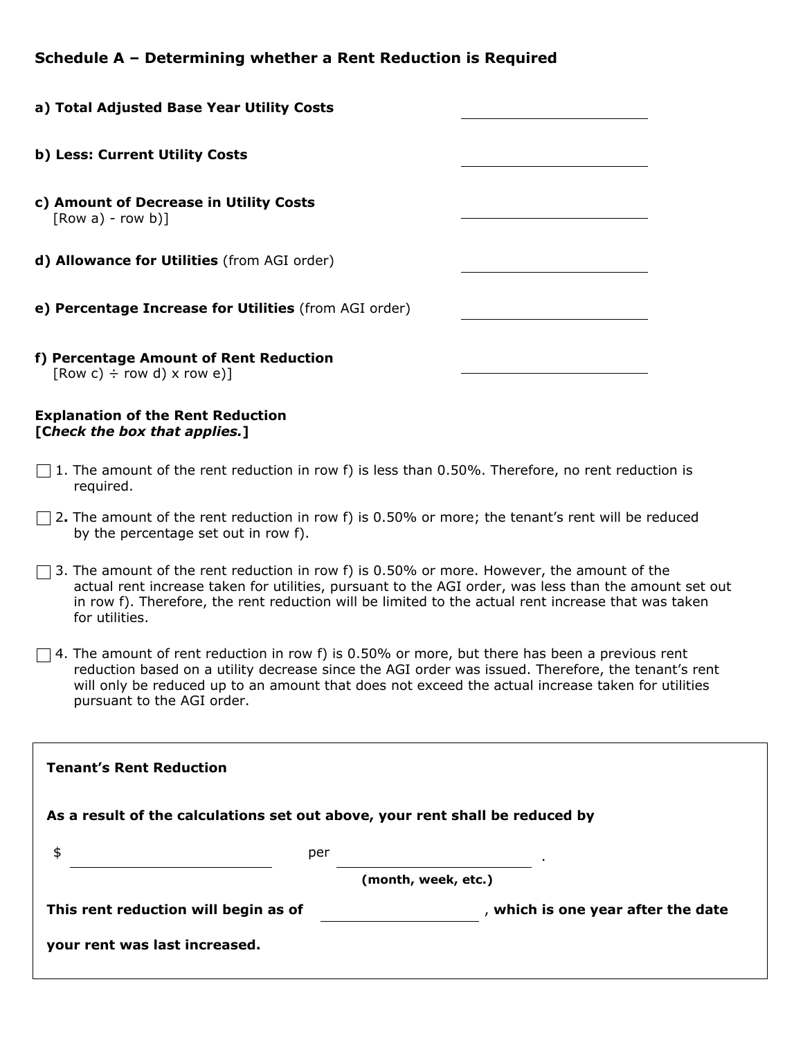## Schedule A – Determining whether a Rent Reduction is Required

**a) Total Adjusted Base Year Utility Costs** \_\_\_\_\_\_\_\_\_\_\_\_\_\_\_\_\_\_\_\_

**b) Less: Current Utility Costs** \_\_\_\_\_\_\_\_\_\_\_\_\_\_\_\_\_\_\_\_

**c) Amount of Decrease in Utility Costs**
[Row a) - row b)] \_\_\_\_\_\_\_\_\_\_\_\_\_\_\_\_\_\_\_\_

**d) Allowance for Utilities** (from AGI order) \_\_\_\_\_\_\_\_\_\_\_\_\_\_\_\_\_\_\_\_

**e) Percentage Increase for Utilities** (from AGI order) \_\_\_\_\_\_\_\_\_\_\_\_\_\_\_\_\_\_\_\_

**f) Percentage Amount of Rent Reduction**
[Row c) ÷ row d) x row e)] \_\_\_\_\_\_\_\_\_\_\_\_\_\_\_\_\_\_\_\_

**Explanation of the Rent Reduction**
**[*Check the box that applies.*]**

☐ 1. The amount of the rent reduction in row f) is less than 0.50%. Therefore, no rent reduction is required.

☐ 2. The amount of the rent reduction in row f) is 0.50% or more; the tenant's rent will be reduced by the percentage set out in row f).

☐ 3. The amount of the rent reduction in row f) is 0.50% or more. However, the amount of the actual rent increase taken for utilities, pursuant to the AGI order, was less than the amount set out in row f). Therefore, the rent reduction will be limited to the actual rent increase that was taken for utilities.

☐ 4. The amount of rent reduction in row f) is 0.50% or more, but there has been a previous rent reduction based on a utility decrease since the AGI order was issued. Therefore, the tenant's rent will only be reduced up to an amount that does not exceed the actual increase taken for utilities pursuant to the AGI order.

---

**Tenant's Rent Reduction**

**As a result of the calculations set out above, your rent shall be reduced by**

$ \_\_\_\_\_\_\_\_\_\_\_\_\_\_\_\_\_\_\_\_ per \_\_\_\_\_\_\_\_\_\_\_\_\_\_\_\_\_\_\_\_ .
**(month, week, etc.)**

**This rent reduction will begin as of** \_\_\_\_\_\_\_\_\_\_\_\_\_\_\_\_\_\_\_\_ **, which is one year after the date your rent was last increased.**